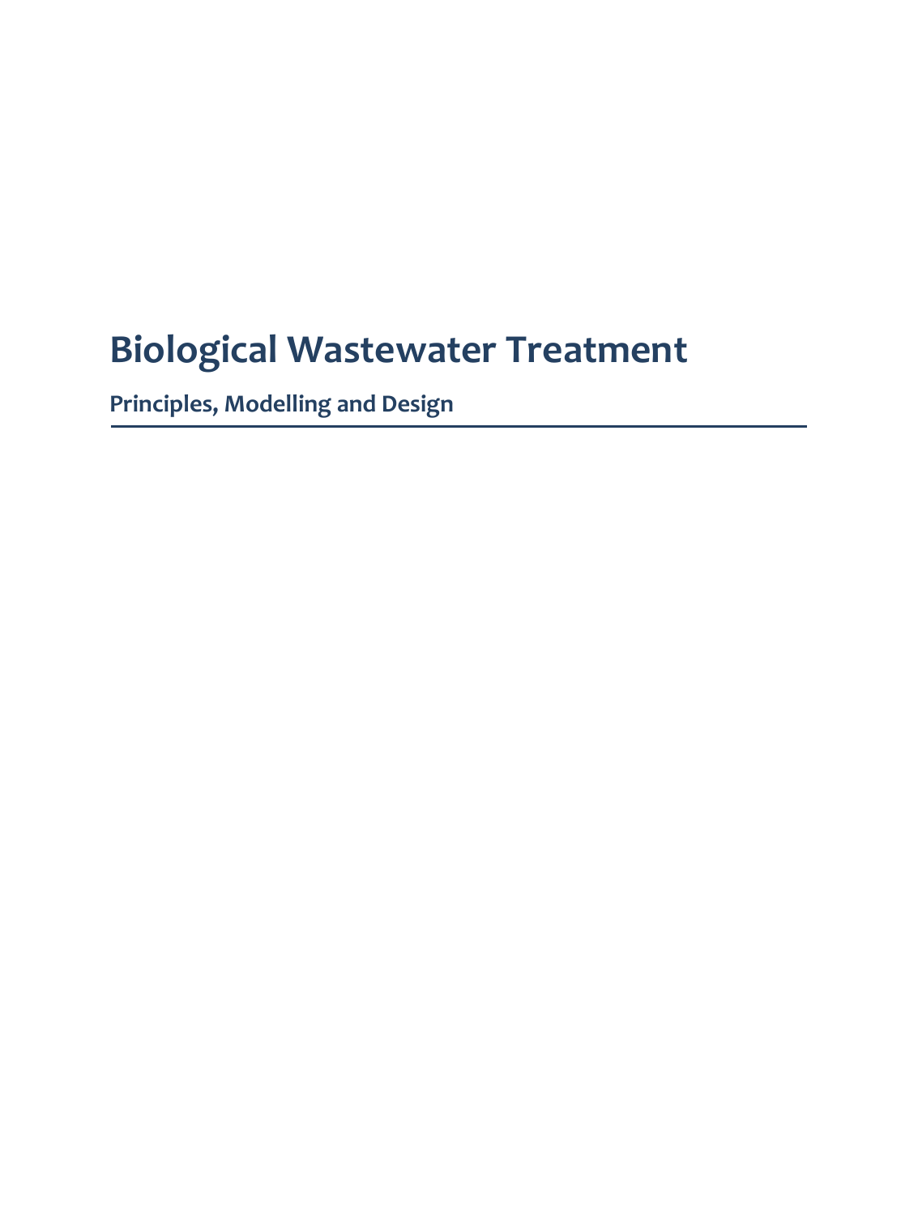# Biological Wastewater Treatment

## Principles, Modelling and Design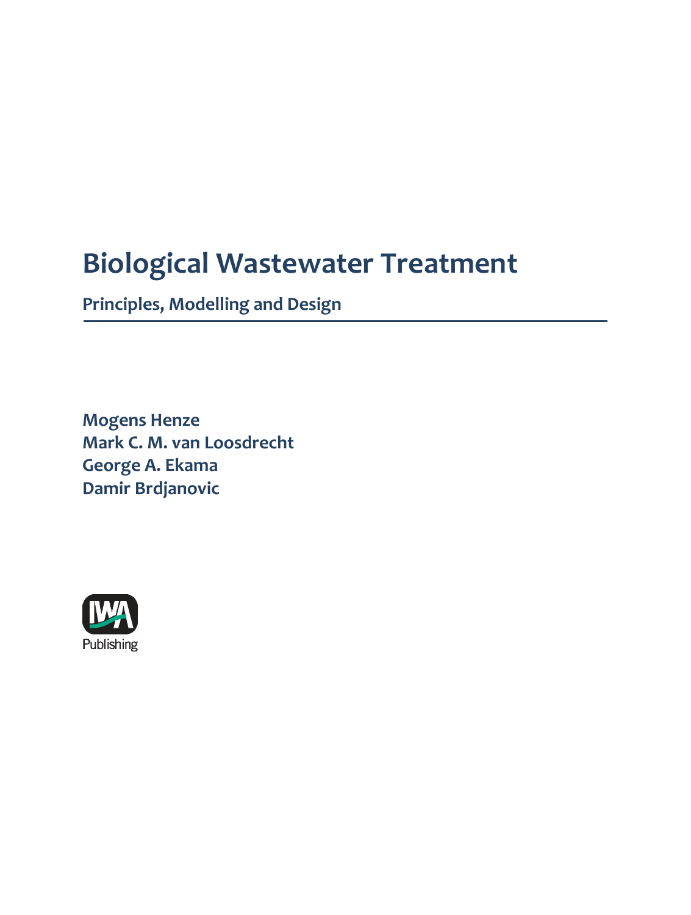# Biological Wastewater Treatment

**Principles, Modelling and Design**

**Mogens Henze**
**Mark C. M. van Loosdrecht**
**George A. Ekama**
**Damir Brdjanovic**

IWA Publishing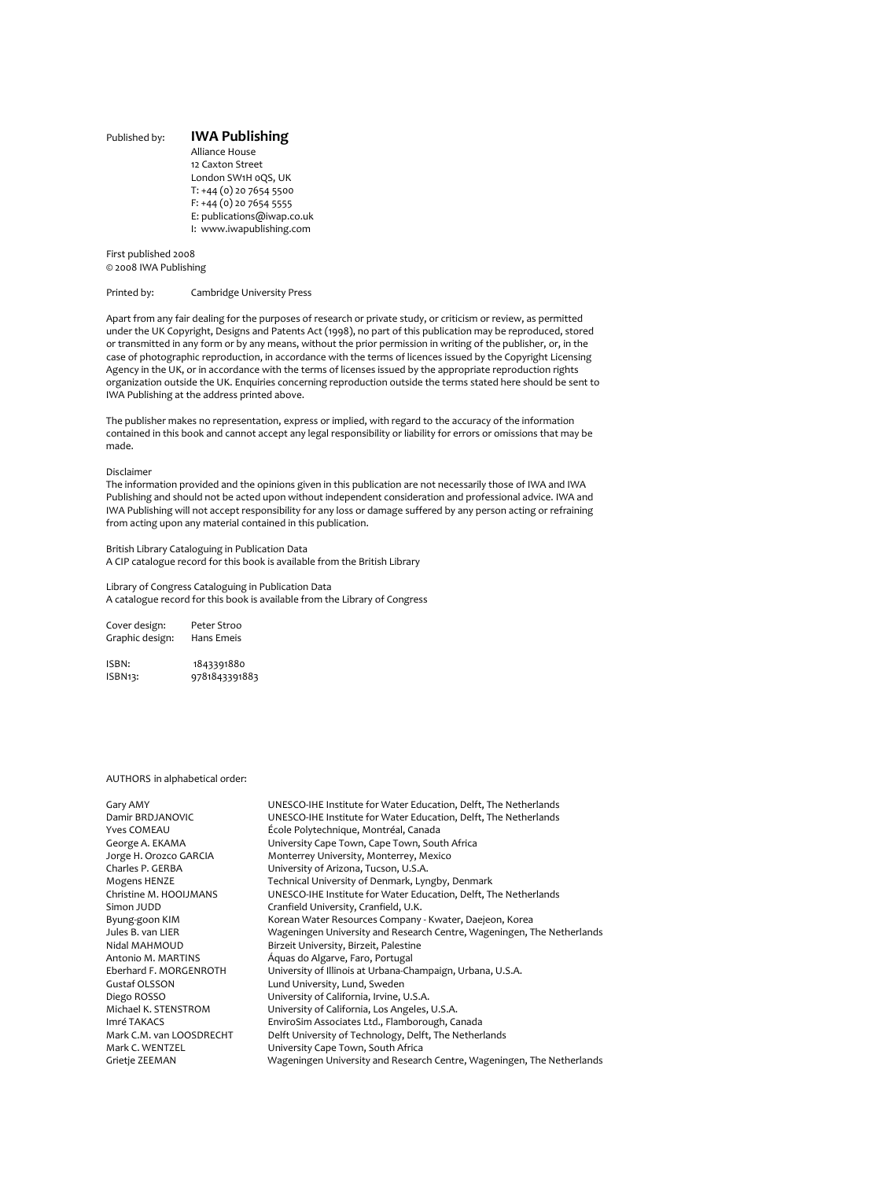Published by: **IWA Publishing**
Alliance House
12 Caxton Street
London SW1H 0QS, UK
T: +44 (0) 20 7654 5500
F: +44 (0) 20 7654 5555
E: publications@iwap.co.uk
I: www.iwapublishing.com

First published 2008
© 2008 IWA Publishing

Printed by: Cambridge University Press

Apart from any fair dealing for the purposes of research or private study, or criticism or review, as permitted under the UK Copyright, Designs and Patents Act (1998), no part of this publication may be reproduced, stored or transmitted in any form or by any means, without the prior permission in writing of the publisher, or, in the case of photographic reproduction, in accordance with the terms of licences issued by the Copyright Licensing Agency in the UK, or in accordance with the terms of licenses issued by the appropriate reproduction rights organization outside the UK. Enquiries concerning reproduction outside the terms stated here should be sent to IWA Publishing at the address printed above.

The publisher makes no representation, express or implied, with regard to the accuracy of the information contained in this book and cannot accept any legal responsibility or liability for errors or omissions that may be made.

Disclaimer
The information provided and the opinions given in this publication are not necessarily those of IWA and IWA Publishing and should not be acted upon without independent consideration and professional advice. IWA and IWA Publishing will not accept responsibility for any loss or damage suffered by any person acting or refraining from acting upon any material contained in this publication.

British Library Cataloguing in Publication Data
A CIP catalogue record for this book is available from the British Library

Library of Congress Cataloguing in Publication Data
A catalogue record for this book is available from the Library of Congress

Cover design: Peter Stroo
Graphic design: Hans Emeis

ISBN: 1843391880
ISBN13: 9781843391883

AUTHORS in alphabetical order:

| | |
|---|---|
| Gary AMY | UNESCO-IHE Institute for Water Education, Delft, The Netherlands |
| Damir BRDJANOVIC | UNESCO-IHE Institute for Water Education, Delft, The Netherlands |
| Yves COMEAU | École Polytechnique, Montréal, Canada |
| George A. EKAMA | University Cape Town, Cape Town, South Africa |
| Jorge H. Orozco GARCIA | Monterrey University, Monterrey, Mexico |
| Charles P. GERBA | University of Arizona, Tucson, U.S.A. |
| Mogens HENZE | Technical University of Denmark, Lyngby, Denmark |
| Christine M. HOOIJMANS | UNESCO-IHE Institute for Water Education, Delft, The Netherlands |
| Simon JUDD | Cranfield University, Cranfield, U.K. |
| Byung-goon KIM | Korean Water Resources Company - Kwater, Daejeon, Korea |
| Jules B. van LIER | Wageningen University and Research Centre, Wageningen, The Netherlands |
| Nidal MAHMOUD | Birzeit University, Birzeit, Palestine |
| Antonio M. MARTINS | Áquas do Algarve, Faro, Portugal |
| Eberhard F. MORGENROTH | University of Illinois at Urbana-Champaign, Urbana, U.S.A. |
| Gustaf OLSSON | Lund University, Lund, Sweden |
| Diego ROSSO | University of California, Irvine, U.S.A. |
| Michael K. STENSTROM | University of California, Los Angeles, U.S.A. |
| Imré TAKACS | EnviroSim Associates Ltd., Flamborough, Canada |
| Mark C.M. van LOOSDRECHT | Delft University of Technology, Delft, The Netherlands |
| Mark C. WENTZEL | University Cape Town, South Africa |
| Grietje ZEEMAN | Wageningen University and Research Centre, Wageningen, The Netherlands |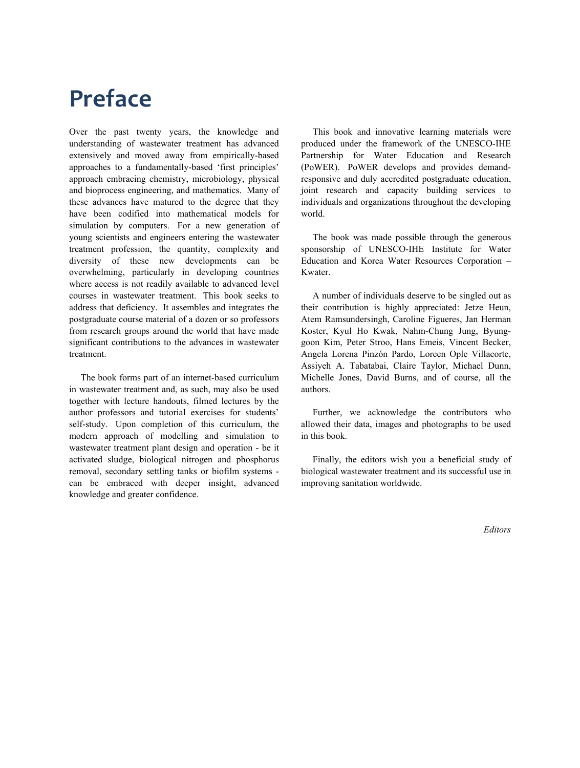# Preface

Over the past twenty years, the knowledge and understanding of wastewater treatment has advanced extensively and moved away from empirically-based approaches to a fundamentally-based 'first principles' approach embracing chemistry, microbiology, physical and bioprocess engineering, and mathematics. Many of these advances have matured to the degree that they have been codified into mathematical models for simulation by computers. For a new generation of young scientists and engineers entering the wastewater treatment profession, the quantity, complexity and diversity of these new developments can be overwhelming, particularly in developing countries where access is not readily available to advanced level courses in wastewater treatment. This book seeks to address that deficiency. It assembles and integrates the postgraduate course material of a dozen or so professors from research groups around the world that have made significant contributions to the advances in wastewater treatment.

The book forms part of an internet-based curriculum in wastewater treatment and, as such, may also be used together with lecture handouts, filmed lectures by the author professors and tutorial exercises for students' self-study. Upon completion of this curriculum, the modern approach of modelling and simulation to wastewater treatment plant design and operation - be it activated sludge, biological nitrogen and phosphorus removal, secondary settling tanks or biofilm systems - can be embraced with deeper insight, advanced knowledge and greater confidence.

This book and innovative learning materials were produced under the framework of the UNESCO-IHE Partnership for Water Education and Research (PoWER). PoWER develops and provides demand-responsive and duly accredited postgraduate education, joint research and capacity building services to individuals and organizations throughout the developing world.

The book was made possible through the generous sponsorship of UNESCO-IHE Institute for Water Education and Korea Water Resources Corporation – Kwater.

A number of individuals deserve to be singled out as their contribution is highly appreciated: Jetze Heun, Atem Ramsundersingh, Caroline Figueres, Jan Herman Koster, Kyul Ho Kwak, Nahm-Chung Jung, Byung-goon Kim, Peter Stroo, Hans Emeis, Vincent Becker, Angela Lorena Pinzón Pardo, Loreen Ople Villacorte, Assiyeh A. Tabatabai, Claire Taylor, Michael Dunn, Michelle Jones, David Burns, and of course, all the authors.

Further, we acknowledge the contributors who allowed their data, images and photographs to be used in this book.

Finally, the editors wish you a beneficial study of biological wastewater treatment and its successful use in improving sanitation worldwide.

*Editors*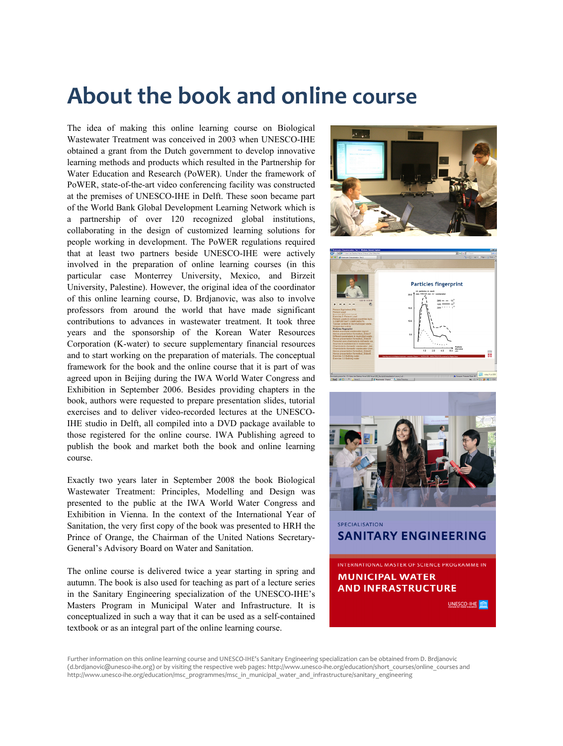# About the book and online course

The idea of making this online learning course on Biological Wastewater Treatment was conceived in 2003 when UNESCO-IHE obtained a grant from the Dutch government to develop innovative learning methods and products which resulted in the Partnership for Water Education and Research (PoWER). Under the framework of PoWER, state-of-the-art video conferencing facility was constructed at the premises of UNESCO-IHE in Delft. These soon became part of the World Bank Global Development Learning Network which is a partnership of over 120 recognized global institutions, collaborating in the design of customized learning solutions for people working in development. The PoWER regulations required that at least two partners beside UNESCO-IHE were actively involved in the preparation of online learning courses (in this particular case Monterrey University, Mexico, and Birzeit University, Palestine). However, the original idea of the coordinator of this online learning course, D. Brdjanovic, was also to involve professors from around the world that have made significant contributions to advances in wastewater treatment. It took three years and the sponsorship of the Korean Water Resources Corporation (K-water) to secure supplementary financial resources and to start working on the preparation of materials. The conceptual framework for the book and the online course that it is part of was agreed upon in Beijing during the IWA World Water Congress and Exhibition in September 2006. Besides providing chapters in the book, authors were requested to prepare presentation slides, tutorial exercises and to deliver video-recorded lectures at the UNESCO-IHE studio in Delft, all compiled into a DVD package available to those registered for the online course. IWA Publishing agreed to publish the book and market both the book and online learning course.

Exactly two years later in September 2008 the book Biological Wastewater Treatment: Principles, Modelling and Design was presented to the public at the IWA World Water Congress and Exhibition in Vienna. In the context of the International Year of Sanitation, the very first copy of the book was presented to HRH the Prince of Orange, the Chairman of the United Nations Secretary-General's Advisory Board on Water and Sanitation.

The online course is delivered twice a year starting in spring and autumn. The book is also used for teaching as part of a lecture series in the Sanitary Engineering specialization of the UNESCO-IHE's Masters Program in Municipal Water and Infrastructure. It is conceptualized in such a way that it can be used as a self-contained textbook or as an integral part of the online learning course.

Further information on this online learning course and UNESCO-IHE's Sanitary Engineering specialization can be obtained from D. Brdjanovic (d.brdjanovic@unesco-ihe.org) or by visiting the respective web pages: http://www.unesco-ihe.org/education/short_courses/online_courses and http://www.unesco-ihe.org/education/msc_programmes/msc_in_municipal_water_and_infrastructure/sanitary_engineering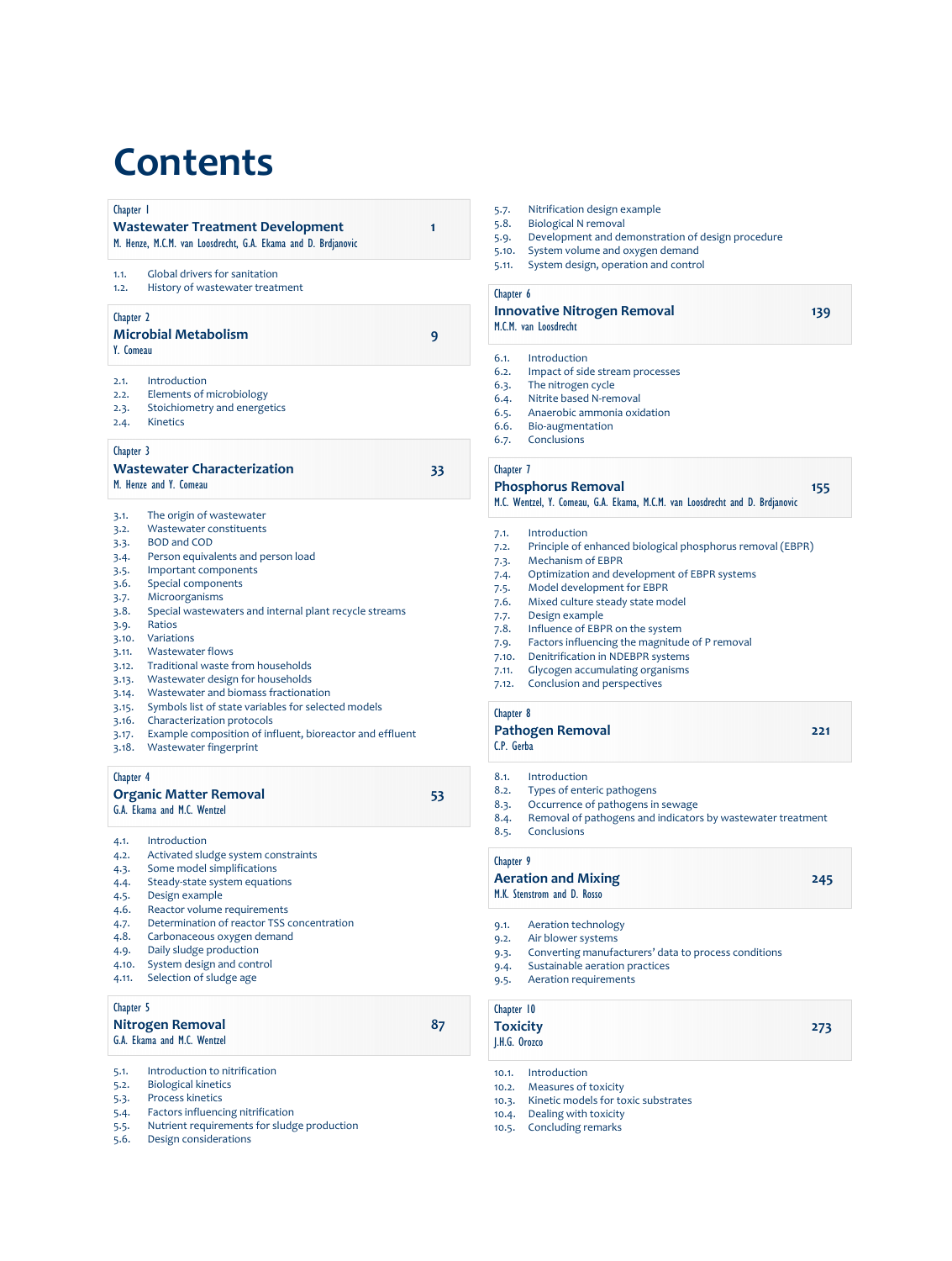# Contents

## Chapter 1
**Wastewater Treatment Development** 1
M. Henze, M.C.M. van Loosdrecht, G.A. Ekama and D. Brdjanovic

1.1. Global drivers for sanitation
1.2. History of wastewater treatment

## Chapter 2
**Microbial Metabolism** 9
Y. Comeau

2.1. Introduction
2.2. Elements of microbiology
2.3. Stoichiometry and energetics
2.4. Kinetics

## Chapter 3
**Wastewater Characterization** 33
M. Henze and Y. Comeau

3.1. The origin of wastewater
3.2. Wastewater constituents
3.3. BOD and COD
3.4. Person equivalents and person load
3.5. Important components
3.6. Special components
3.7. Microorganisms
3.8. Special wastewaters and internal plant recycle streams
3.9. Ratios
3.10. Variations
3.11. Wastewater flows
3.12. Traditional waste from households
3.13. Wastewater design for households
3.14. Wastewater and biomass fractionation
3.15. Symbols list of state variables for selected models
3.16. Characterization protocols
3.17. Example composition of influent, bioreactor and effluent
3.18. Wastewater fingerprint

## Chapter 4
**Organic Matter Removal** 53
G.A. Ekama and M.C. Wentzel

4.1. Introduction
4.2. Activated sludge system constraints
4.3. Some model simplifications
4.4. Steady-state system equations
4.5. Design example
4.6. Reactor volume requirements
4.7. Determination of reactor TSS concentration
4.8. Carbonaceous oxygen demand
4.9. Daily sludge production
4.10. System design and control
4.11. Selection of sludge age

## Chapter 5
**Nitrogen Removal** 87
G.A. Ekama and M.C. Wentzel

5.1. Introduction to nitrification
5.2. Biological kinetics
5.3. Process kinetics
5.4. Factors influencing nitrification
5.5. Nutrient requirements for sludge production
5.6. Design considerations
5.7. Nitrification design example
5.8. Biological N removal
5.9. Development and demonstration of design procedure
5.10. System volume and oxygen demand
5.11. System design, operation and control

## Chapter 6
**Innovative Nitrogen Removal** 139
M.C.M. van Loosdrecht

6.1. Introduction
6.2. Impact of side stream processes
6.3. The nitrogen cycle
6.4. Nitrite based N-removal
6.5. Anaerobic ammonia oxidation
6.6. Bio-augmentation
6.7. Conclusions

## Chapter 7
**Phosphorus Removal** 155
M.C. Wentzel, Y. Comeau, G.A. Ekama, M.C.M. van Loosdrecht and D. Brdjanovic

7.1. Introduction
7.2. Principle of enhanced biological phosphorus removal (EBPR)
7.3. Mechanism of EBPR
7.4. Optimization and development of EBPR systems
7.5. Model development for EBPR
7.6. Mixed culture steady state model
7.7. Design example
7.8. Influence of EBPR on the system
7.9. Factors influencing the magnitude of P removal
7.10. Denitrification in NDEBPR systems
7.11. Glycogen accumulating organisms
7.12. Conclusion and perspectives

## Chapter 8
**Pathogen Removal** 221
C.P. Gerba

8.1. Introduction
8.2. Types of enteric pathogens
8.3. Occurrence of pathogens in sewage
8.4. Removal of pathogens and indicators by wastewater treatment
8.5. Conclusions

## Chapter 9
**Aeration and Mixing** 245
M.K. Stenstrom and D. Rosso

9.1. Aeration technology
9.2. Air blower systems
9.3. Converting manufacturers' data to process conditions
9.4. Sustainable aeration practices
9.5. Aeration requirements

## Chapter 10
**Toxicity** 273
J.H.G. Orozco

10.1. Introduction
10.2. Measures of toxicity
10.3. Kinetic models for toxic substrates
10.4. Dealing with toxicity
10.5. Concluding remarks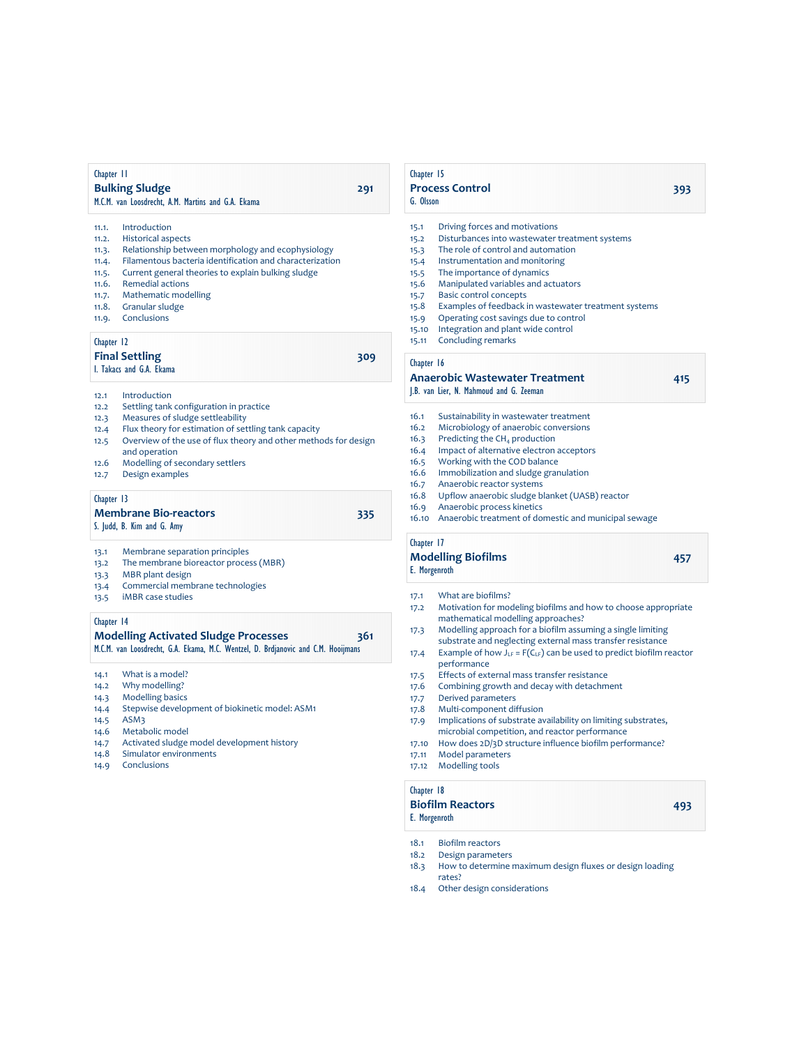Chapter 11

## Bulking Sludge 291

M.C.M. van Loosdrecht, A.M. Martins and G.A. Ekama

11.1. Introduction
11.2. Historical aspects
11.3. Relationship between morphology and ecophysiology
11.4. Filamentous bacteria identification and characterization
11.5. Current general theories to explain bulking sludge
11.6. Remedial actions
11.7. Mathematic modelling
11.8. Granular sludge
11.9. Conclusions

Chapter 12

## Final Settling 309

I. Takacs and G.A. Ekama

12.1 Introduction
12.2 Settling tank configuration in practice
12.3 Measures of sludge settleability
12.4 Flux theory for estimation of settling tank capacity
12.5 Overview of the use of flux theory and other methods for design and operation
12.6 Modelling of secondary settlers
12.7 Design examples

Chapter 13

## Membrane Bio-reactors 335

S. Judd, B. Kim and G. Amy

13.1 Membrane separation principles
13.2 The membrane bioreactor process (MBR)
13.3 MBR plant design
13.4 Commercial membrane technologies
13.5 iMBR case studies

Chapter 14

## Modelling Activated Sludge Processes 361

M.C.M. van Loosdrecht, G.A. Ekama, M.C. Wentzel, D. Brdjanovic and C.M. Hooijmans

14.1 What is a model?
14.2 Why modelling?
14.3 Modelling basics
14.4 Stepwise development of biokinetic model: ASM1
14.5 ASM3
14.6 Metabolic model
14.7 Activated sludge model development history
14.8 Simulator environments
14.9 Conclusions

Chapter 15

## Process Control 393

G. Olsson

15.1 Driving forces and motivations
15.2 Disturbances into wastewater treatment systems
15.3 The role of control and automation
15.4 Instrumentation and monitoring
15.5 The importance of dynamics
15.6 Manipulated variables and actuators
15.7 Basic control concepts
15.8 Examples of feedback in wastewater treatment systems
15.9 Operating cost savings due to control
15.10 Integration and plant wide control
15.11 Concluding remarks

Chapter 16

## Anaerobic Wastewater Treatment 415

J.B. van Lier, N. Mahmoud and G. Zeeman

16.1 Sustainability in wastewater treatment
16.2 Microbiology of anaerobic conversions
16.3 Predicting the $CH_4$ production
16.4 Impact of alternative electron acceptors
16.5 Working with the COD balance
16.6 Immobilization and sludge granulation
16.7 Anaerobic reactor systems
16.8 Upflow anaerobic sludge blanket (UASB) reactor
16.9 Anaerobic process kinetics
16.10 Anaerobic treatment of domestic and municipal sewage

Chapter 17

## Modelling Biofilms 457

E. Morgenroth

17.1 What are biofilms?
17.2 Motivation for modeling biofilms and how to choose appropriate mathematical modelling approaches?
17.3 Modelling approach for a biofilm assuming a single limiting substrate and neglecting external mass transfer resistance
17.4 Example of how $J_{LF} = F(C_{LF})$ can be used to predict biofilm reactor performance
17.5 Effects of external mass transfer resistance
17.6 Combining growth and decay with detachment
17.7 Derived parameters
17.8 Multi-component diffusion
17.9 Implications of substrate availability on limiting substrates, microbial competition, and reactor performance
17.10 How does 2D/3D structure influence biofilm performance?
17.11 Model parameters
17.12 Modelling tools

Chapter 18

## Biofilm Reactors 493

E. Morgenroth

18.1 Biofilm reactors
18.2 Design parameters
18.3 How to determine maximum design fluxes or design loading rates?
18.4 Other design considerations